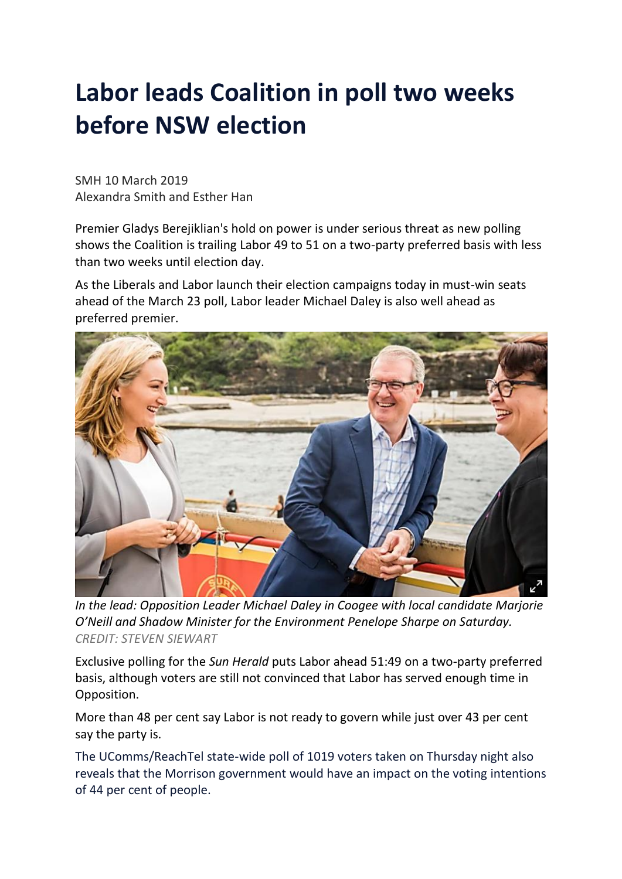# Labor leads Coalition in poll two weeks before NSW election

SMH 10 March 2019
Alexandra Smith and Esther Han

Premier Gladys Berejiklian's hold on power is under serious threat as new polling shows the Coalition is trailing Labor 49 to 51 on a two-party preferred basis with less than two weeks until election day.

As the Liberals and Labor launch their election campaigns today in must-win seats ahead of the March 23 poll, Labor leader Michael Daley is also well ahead as preferred premier.

*In the lead: Opposition Leader Michael Daley in Coogee with local candidate Marjorie O'Neill and Shadow Minister for the Environment Penelope Sharpe on Saturday.*
*CREDIT: STEVEN SIEWART*

Exclusive polling for the *Sun Herald* puts Labor ahead 51:49 on a two-party preferred basis, although voters are still not convinced that Labor has served enough time in Opposition.

More than 48 per cent say Labor is not ready to govern while just over 43 per cent say the party is.

The UComms/ReachTel state-wide poll of 1019 voters taken on Thursday night also reveals that the Morrison government would have an impact on the voting intentions of 44 per cent of people.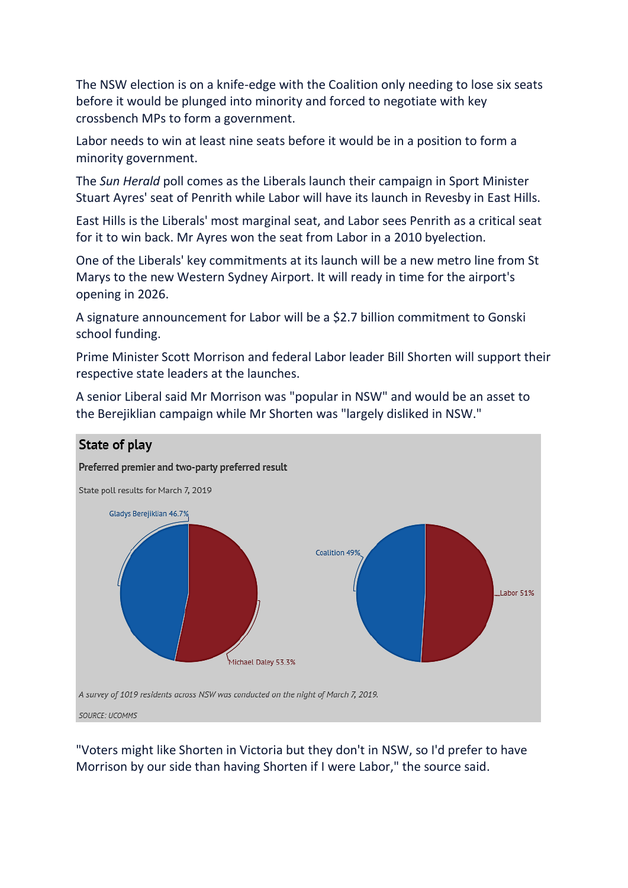The NSW election is on a knife-edge with the Coalition only needing to lose six seats before it would be plunged into minority and forced to negotiate with key crossbench MPs to form a government.

Labor needs to win at least nine seats before it would be in a position to form a minority government.

The *Sun Herald* poll comes as the Liberals launch their campaign in Sport Minister Stuart Ayres' seat of Penrith while Labor will have its launch in Revesby in East Hills.

East Hills is the Liberals' most marginal seat, and Labor sees Penrith as a critical seat for it to win back. Mr Ayres won the seat from Labor in a 2010 byelection.

One of the Liberals' key commitments at its launch will be a new metro line from St Marys to the new Western Sydney Airport. It will ready in time for the airport's opening in 2026.

A signature announcement for Labor will be a $2.7 billion commitment to Gonski school funding.

Prime Minister Scott Morrison and federal Labor leader Bill Shorten will support their respective state leaders at the launches.

A senior Liberal said Mr Morrison was "popular in NSW" and would be an asset to the Berejiklian campaign while Mr Shorten was "largely disliked in NSW."

**State of play**

**Preferred premier and two-party preferred result**

State poll results for March 7, 2019

Gladys Berejiklian 46.7%

Michael Daley 53.3%

Coalition 49%

Labor 51%

*A survey of 1019 residents across NSW was conducted on the night of March 7, 2019.*

*SOURCE: UCOMMS*

"Voters might like Shorten in Victoria but they don't in NSW, so I'd prefer to have Morrison by our side than having Shorten if I were Labor," the source said.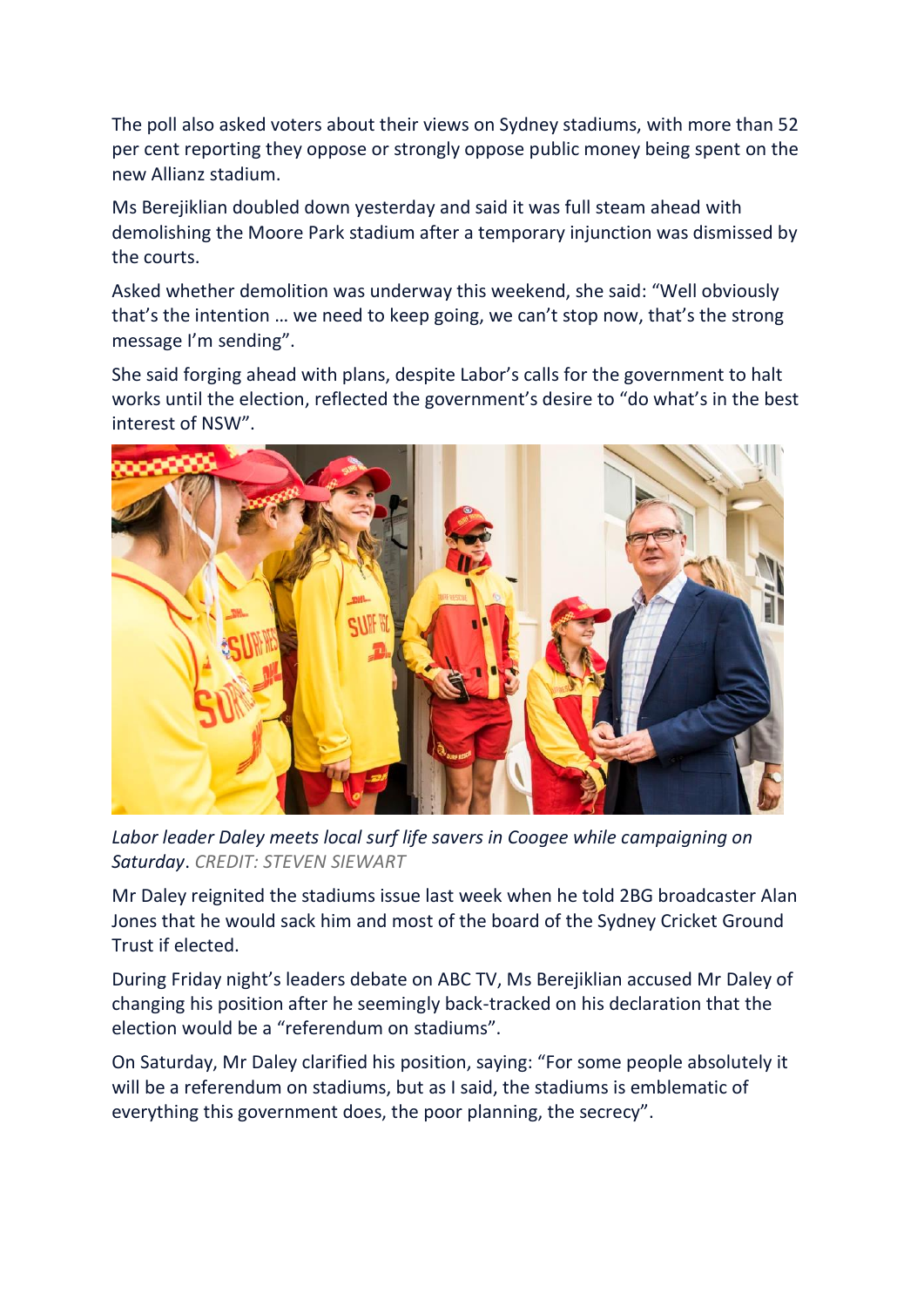The poll also asked voters about their views on Sydney stadiums, with more than 52 per cent reporting they oppose or strongly oppose public money being spent on the new Allianz stadium.

Ms Berejiklian doubled down yesterday and said it was full steam ahead with demolishing the Moore Park stadium after a temporary injunction was dismissed by the courts.

Asked whether demolition was underway this weekend, she said: "Well obviously that's the intention … we need to keep going, we can't stop now, that's the strong message I'm sending".

She said forging ahead with plans, despite Labor's calls for the government to halt works until the election, reflected the government's desire to "do what's in the best interest of NSW".

*Labor leader Daley meets local surf life savers in Coogee while campaigning on Saturday*. CREDIT: STEVEN SIEWART

Mr Daley reignited the stadiums issue last week when he told 2BG broadcaster Alan Jones that he would sack him and most of the board of the Sydney Cricket Ground Trust if elected.

During Friday night's leaders debate on ABC TV, Ms Berejiklian accused Mr Daley of changing his position after he seemingly back-tracked on his declaration that the election would be a "referendum on stadiums".

On Saturday, Mr Daley clarified his position, saying: "For some people absolutely it will be a referendum on stadiums, but as I said, the stadiums is emblematic of everything this government does, the poor planning, the secrecy".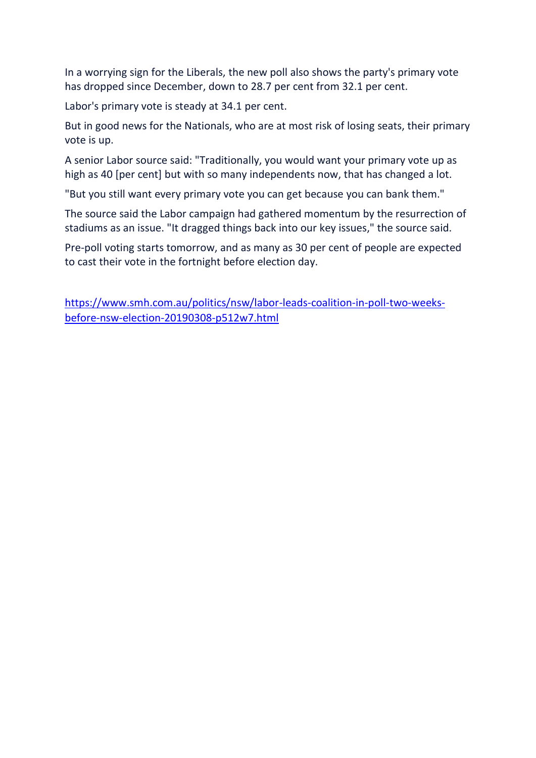In a worrying sign for the Liberals, the new poll also shows the party's primary vote has dropped since December, down to 28.7 per cent from 32.1 per cent.

Labor's primary vote is steady at 34.1 per cent.

But in good news for the Nationals, who are at most risk of losing seats, their primary vote is up.

A senior Labor source said: "Traditionally, you would want your primary vote up as high as 40 [per cent] but with so many independents now, that has changed a lot.

"But you still want every primary vote you can get because you can bank them."

The source said the Labor campaign had gathered momentum by the resurrection of stadiums as an issue. "It dragged things back into our key issues," the source said.

Pre-poll voting starts tomorrow, and as many as 30 per cent of people are expected to cast their vote in the fortnight before election day.

https://www.smh.com.au/politics/nsw/labor-leads-coalition-in-poll-two-weeks-before-nsw-election-20190308-p512w7.html